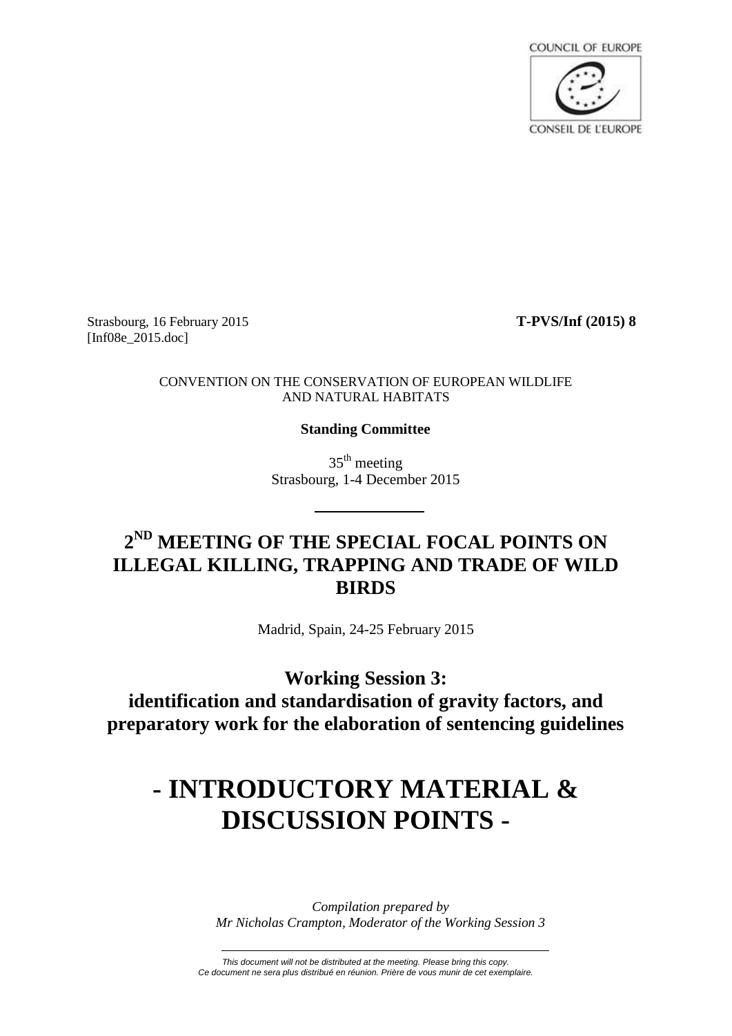COUNCIL OF EUROPE

CONSEIL DE L'EUROPE

Strasbourg, 16 February 2015 **T-PVS/Inf (2015) 8**
[Inf08e_2015.doc]

CONVENTION ON THE CONSERVATION OF EUROPEAN WILDLIFE AND NATURAL HABITATS

**Standing Committee**

35th meeting
Strasbourg, 1-4 December 2015

# 2ND MEETING OF THE SPECIAL FOCAL POINTS ON ILLEGAL KILLING, TRAPPING AND TRADE OF WILD BIRDS

Madrid, Spain, 24-25 February 2015

## Working Session 3: identification and standardisation of gravity factors, and preparatory work for the elaboration of sentencing guidelines

# - INTRODUCTORY MATERIAL & DISCUSSION POINTS -

*Compilation prepared by*
*Mr Nicholas Crampton, Moderator of the Working Session 3*

---

*This document will not be distributed at the meeting. Please bring this copy.*
*Ce document ne sera plus distribué en réunion. Prière de vous munir de cet exemplaire.*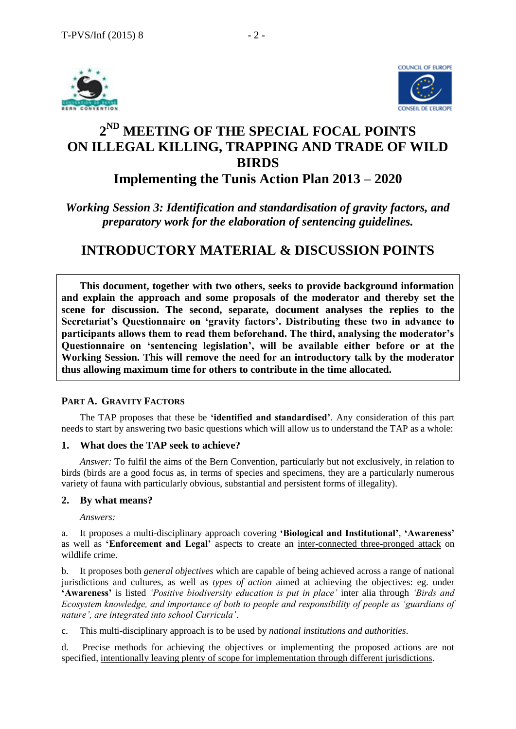# 2[ND] MEETING OF THE SPECIAL FOCAL POINTS ON ILLEGAL KILLING, TRAPPING AND TRADE OF WILD BIRDS

## Implementing the Tunis Action Plan 2013 – 2020

### *Working Session 3: Identification and standardisation of gravity factors, and preparatory work for the elaboration of sentencing guidelines.*

## INTRODUCTORY MATERIAL & DISCUSSION POINTS

**This document, together with two others, seeks to provide background information and explain the approach and some proposals of the moderator and thereby set the scene for discussion. The second, separate, document analyses the replies to the Secretariat's Questionnaire on 'gravity factors'. Distributing these two in advance to participants allows them to read them beforehand. The third, analysing the moderator's Questionnaire on 'sentencing legislation', will be available either before or at the Working Session. This will remove the need for an introductory talk by the moderator thus allowing maximum time for others to contribute in the time allocated.**

#### PART A. GRAVITY FACTORS

The TAP proposes that these be **'identified and standardised'**. Any consideration of this part needs to start by answering two basic questions which will allow us to understand the TAP as a whole:

#### 1. What does the TAP seek to achieve?

*Answer:* To fulfil the aims of the Bern Convention, particularly but not exclusively, in relation to birds (birds are a good focus as, in terms of species and specimens, they are a particularly numerous variety of fauna with particularly obvious, substantial and persistent forms of illegality).

#### 2. By what means?

*Answers:*

a. It proposes a multi-disciplinary approach covering **'Biological and Institutional'**, **'Awareness'** as well as **'Enforcement and Legal'** aspects to create an inter-connected three-pronged attack on wildlife crime.

b. It proposes both *general objectives* which are capable of being achieved across a range of national jurisdictions and cultures, as well as *types of action* aimed at achieving the objectives: eg. under **'Awareness'** is listed *'Positive biodiversity education is put in place'* inter alia through *'Birds and Ecosystem knowledge, and importance of both to people and responsibility of people as 'guardians of nature', are integrated into school Curricula'*.

c. This multi-disciplinary approach is to be used by *national institutions and authorities*.

d. Precise methods for achieving the objectives or implementing the proposed actions are not specified, intentionally leaving plenty of scope for implementation through different jurisdictions.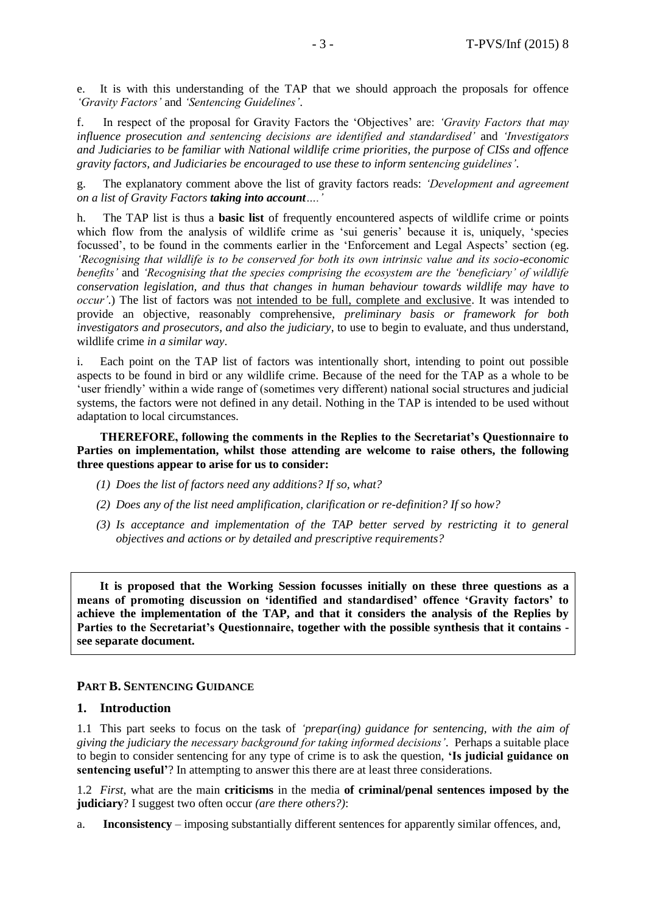e. It is with this understanding of the TAP that we should approach the proposals for offence *'Gravity Factors'* and *'Sentencing Guidelines'*.

f. In respect of the proposal for Gravity Factors the 'Objectives' are: *'Gravity Factors that may influence prosecution and sentencing decisions are identified and standardised'* and *'Investigators and Judiciaries to be familiar with National wildlife crime priorities, the purpose of CISs and offence gravity factors, and Judiciaries be encouraged to use these to inform sentencing guidelines'*.

g. The explanatory comment above the list of gravity factors reads: *'Development and agreement on a list of Gravity Factors **taking into account**….'*

h. The TAP list is thus a **basic list** of frequently encountered aspects of wildlife crime or points which flow from the analysis of wildlife crime as 'sui generis' because it is, uniquely, 'species focussed', to be found in the comments earlier in the 'Enforcement and Legal Aspects' section (eg. *'Recognising that wildlife is to be conserved for both its own intrinsic value and its socio-economic benefits'* and *'Recognising that the species comprising the ecosystem are the 'beneficiary' of wildlife conservation legislation, and thus that changes in human behaviour towards wildlife may have to occur'*.) The list of factors was <u>not intended to be full, complete and exclusive</u>. It was intended to provide an objective, reasonably comprehensive, *preliminary basis or framework for both investigators and prosecutors, and also the judiciary*, to use to begin to evaluate, and thus understand, wildlife crime *in a similar way*.

i. Each point on the TAP list of factors was intentionally short, intending to point out possible aspects to be found in bird or any wildlife crime. Because of the need for the TAP as a whole to be 'user friendly' within a wide range of (sometimes very different) national social structures and judicial systems, the factors were not defined in any detail. Nothing in the TAP is intended to be used without adaptation to local circumstances.

**THEREFORE, following the comments in the Replies to the Secretariat's Questionnaire to Parties on implementation, whilst those attending are welcome to raise others, the following three questions appear to arise for us to consider:**

*(1) Does the list of factors need any additions? If so, what?*

*(2) Does any of the list need amplification, clarification or re-definition? If so how?*

*(3) Is acceptance and implementation of the TAP better served by restricting it to general objectives and actions or by detailed and prescriptive requirements?*

**It is proposed that the Working Session focusses initially on these three questions as a means of promoting discussion on 'identified and standardised' offence 'Gravity factors' to achieve the implementation of the TAP, and that it considers the analysis of the Replies by Parties to the Secretariat's Questionnaire, together with the possible synthesis that it contains - see separate document.**

## PART B. SENTENCING GUIDANCE

### 1. Introduction

1.1 This part seeks to focus on the task of *'prepar(ing) guidance for sentencing, with the aim of giving the judiciary the necessary background for taking informed decisions'*. Perhaps a suitable place to begin to consider sentencing for any type of crime is to ask the question, **'Is judicial guidance on sentencing useful'**? In attempting to answer this there are at least three considerations.

1.2 *First*, what are the main **criticisms** in the media **of criminal/penal sentences imposed by the judiciary**? I suggest two often occur *(are there others?)*:

a. **Inconsistency** – imposing substantially different sentences for apparently similar offences, and,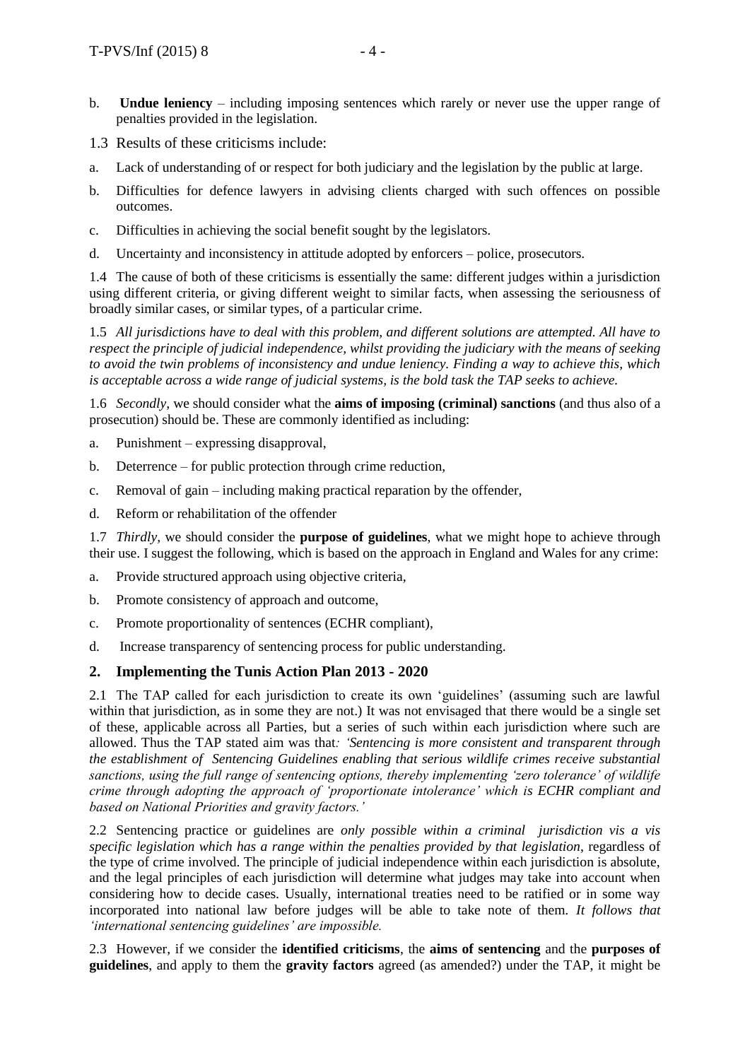b. **Undue leniency** – including imposing sentences which rarely or never use the upper range of penalties provided in the legislation.

1.3 Results of these criticisms include:

a. Lack of understanding of or respect for both judiciary and the legislation by the public at large.

b. Difficulties for defence lawyers in advising clients charged with such offences on possible outcomes.

c. Difficulties in achieving the social benefit sought by the legislators.

d. Uncertainty and inconsistency in attitude adopted by enforcers – police, prosecutors.

1.4 The cause of both of these criticisms is essentially the same: different judges within a jurisdiction using different criteria, or giving different weight to similar facts, when assessing the seriousness of broadly similar cases, or similar types, of a particular crime.

1.5 *All jurisdictions have to deal with this problem, and different solutions are attempted. All have to respect the principle of judicial independence, whilst providing the judiciary with the means of seeking to avoid the twin problems of inconsistency and undue leniency. Finding a way to achieve this, which is acceptable across a wide range of judicial systems, is the bold task the TAP seeks to achieve.*

1.6 *Secondly*, we should consider what the **aims of imposing (criminal) sanctions** (and thus also of a prosecution) should be. These are commonly identified as including:

a. Punishment – expressing disapproval,

b. Deterrence – for public protection through crime reduction,

c. Removal of gain – including making practical reparation by the offender,

d. Reform or rehabilitation of the offender

1.7 *Thirdly*, we should consider the **purpose of guidelines**, what we might hope to achieve through their use. I suggest the following, which is based on the approach in England and Wales for any crime:

a. Provide structured approach using objective criteria,

b. Promote consistency of approach and outcome,

c. Promote proportionality of sentences (ECHR compliant),

d. Increase transparency of sentencing process for public understanding.

## 2. Implementing the Tunis Action Plan 2013 - 2020

2.1 The TAP called for each jurisdiction to create its own 'guidelines' (assuming such are lawful within that jurisdiction, as in some they are not.) It was not envisaged that there would be a single set of these, applicable across all Parties, but a series of such within each jurisdiction where such are allowed. Thus the TAP stated aim was that*: 'Sentencing is more consistent and transparent through the establishment of Sentencing Guidelines enabling that serious wildlife crimes receive substantial sanctions, using the full range of sentencing options, thereby implementing 'zero tolerance' of wildlife crime through adopting the approach of 'proportionate intolerance' which is ECHR compliant and based on National Priorities and gravity factors.'*

2.2 Sentencing practice or guidelines are *only possible within a criminal jurisdiction vis a vis specific legislation which has a range within the penalties provided by that legislation*, regardless of the type of crime involved. The principle of judicial independence within each jurisdiction is absolute, and the legal principles of each jurisdiction will determine what judges may take into account when considering how to decide cases. Usually, international treaties need to be ratified or in some way incorporated into national law before judges will be able to take note of them. *It follows that 'international sentencing guidelines' are impossible.*

2.3 However, if we consider the **identified criticisms**, the **aims of sentencing** and the **purposes of guidelines**, and apply to them the **gravity factors** agreed (as amended?) under the TAP, it might be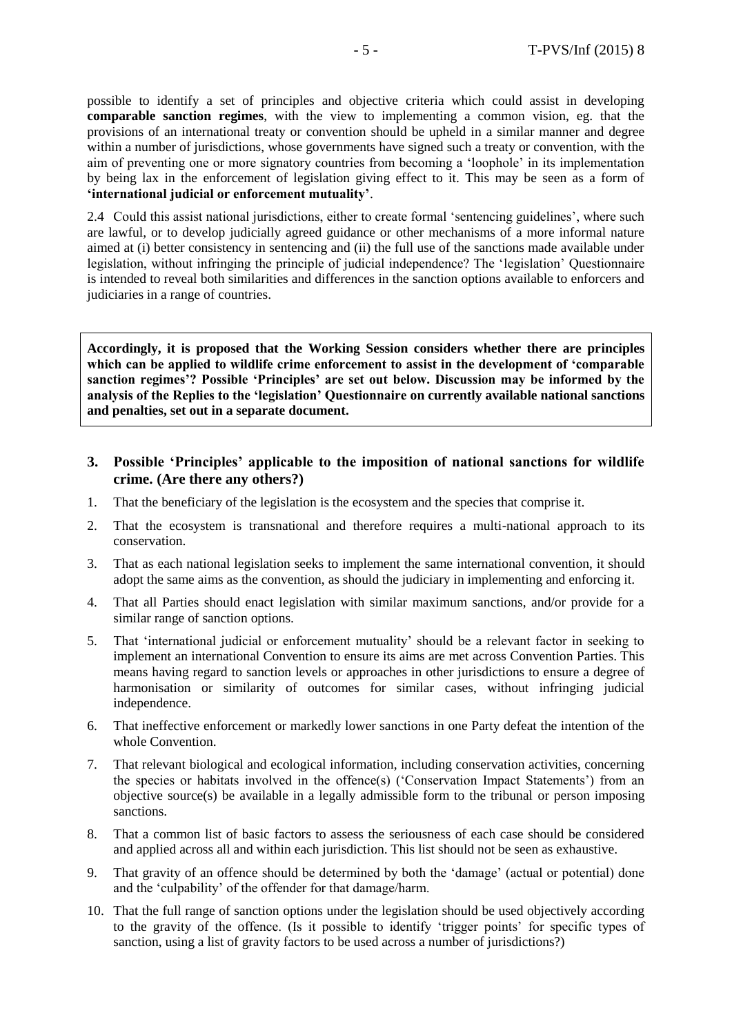possible to identify a set of principles and objective criteria which could assist in developing **comparable sanction regimes**, with the view to implementing a common vision, eg. that the provisions of an international treaty or convention should be upheld in a similar manner and degree within a number of jurisdictions, whose governments have signed such a treaty or convention, with the aim of preventing one or more signatory countries from becoming a 'loophole' in its implementation by being lax in the enforcement of legislation giving effect to it. This may be seen as a form of **'international judicial or enforcement mutuality'**.

2.4 Could this assist national jurisdictions, either to create formal 'sentencing guidelines', where such are lawful, or to develop judicially agreed guidance or other mechanisms of a more informal nature aimed at (i) better consistency in sentencing and (ii) the full use of the sanctions made available under legislation, without infringing the principle of judicial independence? The 'legislation' Questionnaire is intended to reveal both similarities and differences in the sanction options available to enforcers and judiciaries in a range of countries.

**Accordingly, it is proposed that the Working Session considers whether there are principles which can be applied to wildlife crime enforcement to assist in the development of 'comparable sanction regimes'? Possible 'Principles' are set out below. Discussion may be informed by the analysis of the Replies to the 'legislation' Questionnaire on currently available national sanctions and penalties, set out in a separate document.**

## 3. Possible 'Principles' applicable to the imposition of national sanctions for wildlife crime. (Are there any others?)

1. That the beneficiary of the legislation is the ecosystem and the species that comprise it.
2. That the ecosystem is transnational and therefore requires a multi-national approach to its conservation.
3. That as each national legislation seeks to implement the same international convention, it should adopt the same aims as the convention, as should the judiciary in implementing and enforcing it.
4. That all Parties should enact legislation with similar maximum sanctions, and/or provide for a similar range of sanction options.
5. That 'international judicial or enforcement mutuality' should be a relevant factor in seeking to implement an international Convention to ensure its aims are met across Convention Parties. This means having regard to sanction levels or approaches in other jurisdictions to ensure a degree of harmonisation or similarity of outcomes for similar cases, without infringing judicial independence.
6. That ineffective enforcement or markedly lower sanctions in one Party defeat the intention of the whole Convention.
7. That relevant biological and ecological information, including conservation activities, concerning the species or habitats involved in the offence(s) ('Conservation Impact Statements') from an objective source(s) be available in a legally admissible form to the tribunal or person imposing sanctions.
8. That a common list of basic factors to assess the seriousness of each case should be considered and applied across all and within each jurisdiction. This list should not be seen as exhaustive.
9. That gravity of an offence should be determined by both the 'damage' (actual or potential) done and the 'culpability' of the offender for that damage/harm.
10. That the full range of sanction options under the legislation should be used objectively according to the gravity of the offence. (Is it possible to identify 'trigger points' for specific types of sanction, using a list of gravity factors to be used across a number of jurisdictions?)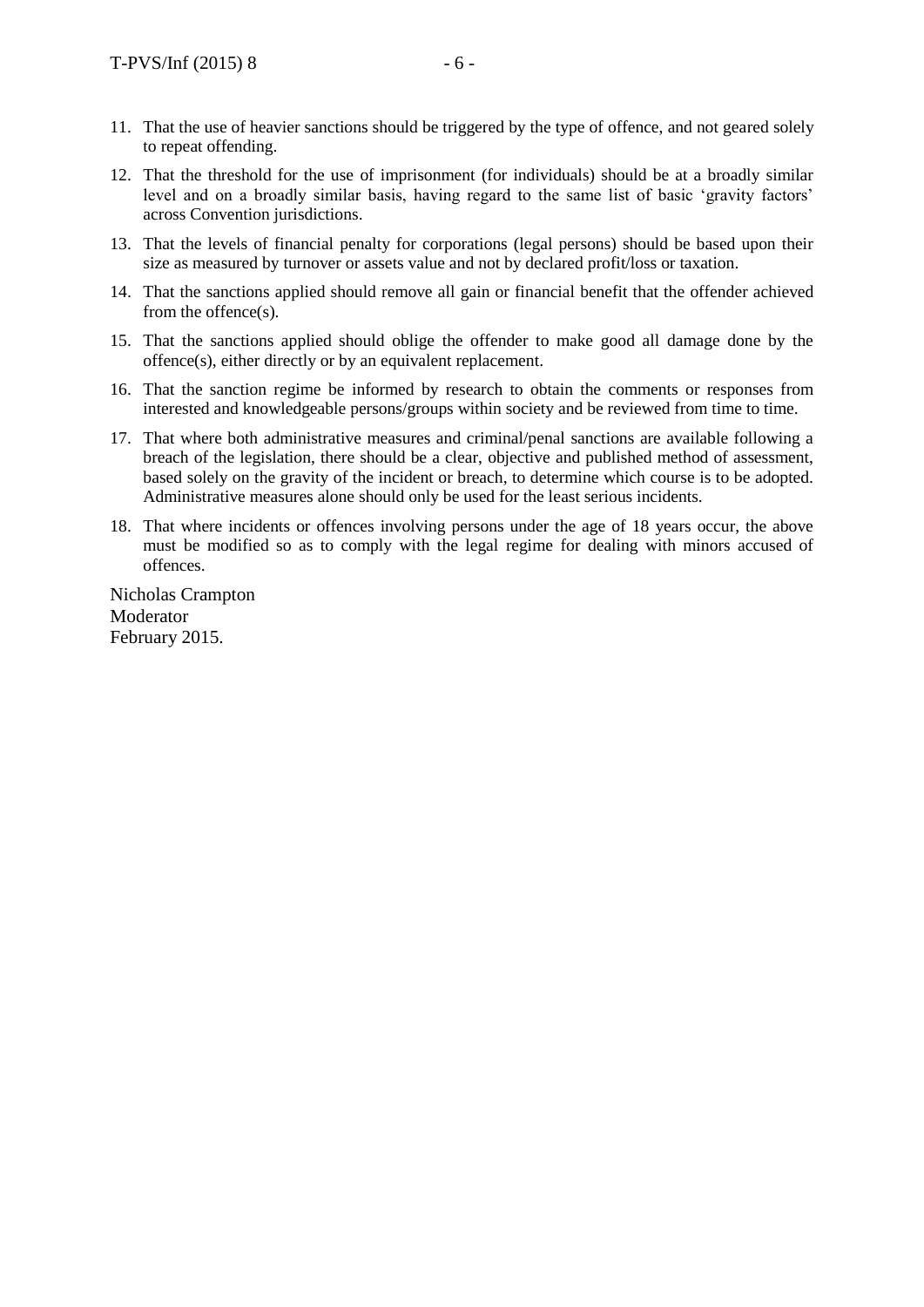11. That the use of heavier sanctions should be triggered by the type of offence, and not geared solely to repeat offending.
12. That the threshold for the use of imprisonment (for individuals) should be at a broadly similar level and on a broadly similar basis, having regard to the same list of basic 'gravity factors' across Convention jurisdictions.
13. That the levels of financial penalty for corporations (legal persons) should be based upon their size as measured by turnover or assets value and not by declared profit/loss or taxation.
14. That the sanctions applied should remove all gain or financial benefit that the offender achieved from the offence(s).
15. That the sanctions applied should oblige the offender to make good all damage done by the offence(s), either directly or by an equivalent replacement.
16. That the sanction regime be informed by research to obtain the comments or responses from interested and knowledgeable persons/groups within society and be reviewed from time to time.
17. That where both administrative measures and criminal/penal sanctions are available following a breach of the legislation, there should be a clear, objective and published method of assessment, based solely on the gravity of the incident or breach, to determine which course is to be adopted. Administrative measures alone should only be used for the least serious incidents.
18. That where incidents or offences involving persons under the age of 18 years occur, the above must be modified so as to comply with the legal regime for dealing with minors accused of offences.

Nicholas Crampton
Moderator
February 2015.